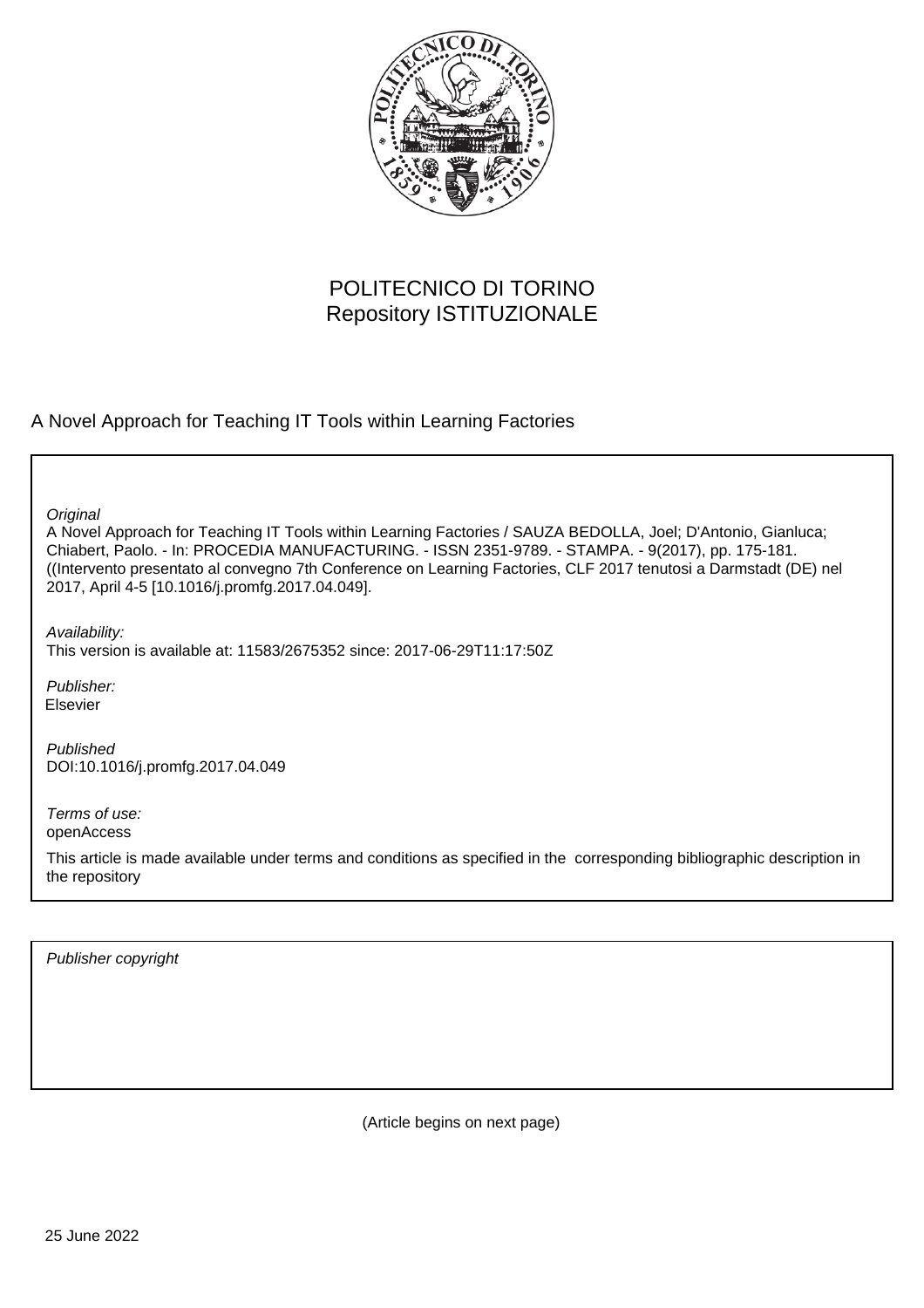POLITECNICO DI TORINO
Repository ISTITUZIONALE

A Novel Approach for Teaching IT Tools within Learning Factories

*Original*
A Novel Approach for Teaching IT Tools within Learning Factories / SAUZA BEDOLLA, Joel; D'Antonio, Gianluca; Chiabert, Paolo. - In: PROCEDIA MANUFACTURING. - ISSN 2351-9789. - STAMPA. - 9(2017), pp. 175-181. ((Intervento presentato al convegno 7th Conference on Learning Factories, CLF 2017 tenutosi a Darmstadt (DE) nel 2017, April 4-5 [10.1016/j.promfg.2017.04.049].

*Availability:*
This version is available at: 11583/2675352 since: 2017-06-29T11:17:50Z

*Publisher:*
Elsevier

*Published*
DOI:10.1016/j.promfg.2017.04.049

*Terms of use:*
openAccess

This article is made available under terms and conditions as specified in the corresponding bibliographic description in the repository

*Publisher copyright*

(Article begins on next page)

25 June 2022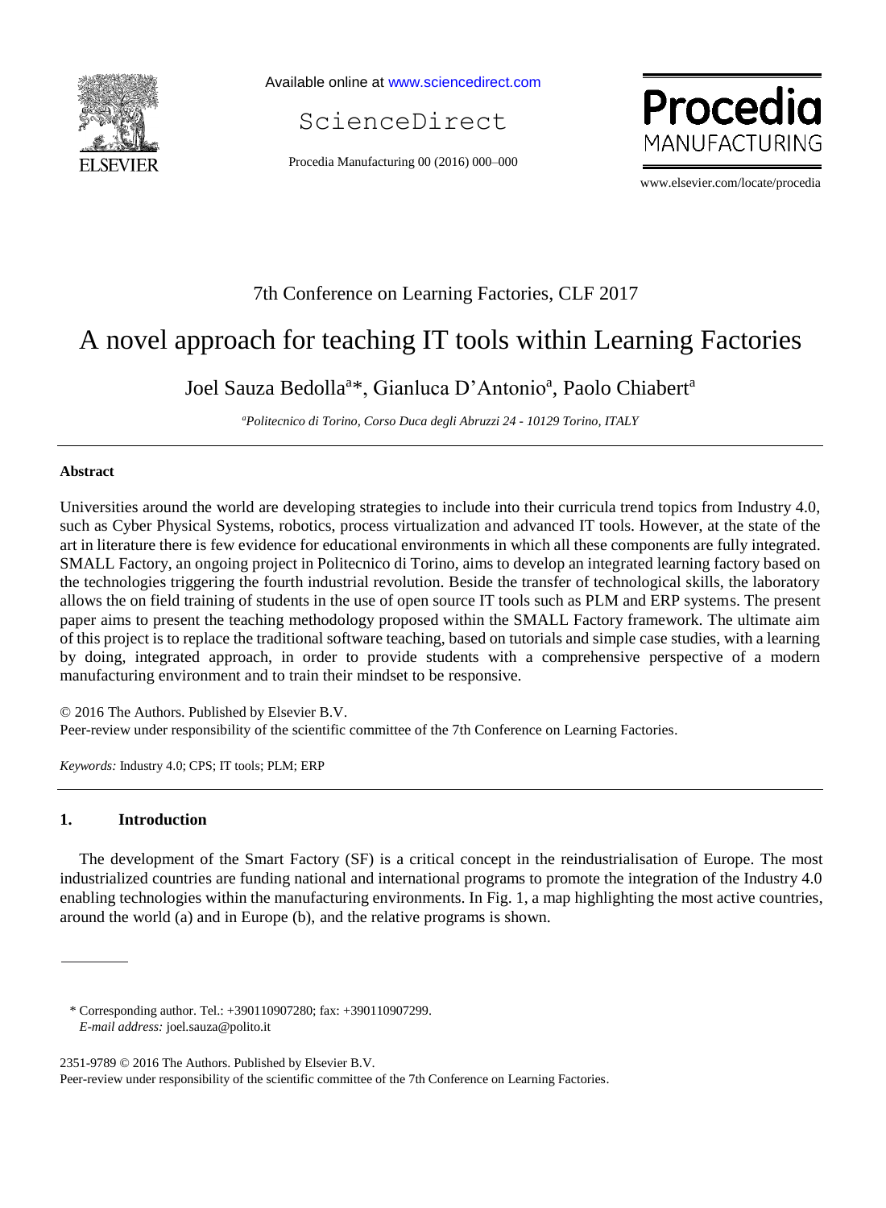7th Conference on Learning Factories, CLF 2017

# A novel approach for teaching IT tools within Learning Factories

Joel Sauza Bedolla[a]*, Gianluca D'Antonio[a], Paolo Chiabert[a]

*[a]Politecnico di Torino, Corso Duca degli Abruzzi 24 - 10129 Torino, ITALY*

---

## Abstract

Universities around the world are developing strategies to include into their curricula trend topics from Industry 4.0, such as Cyber Physical Systems, robotics, process virtualization and advanced IT tools. However, at the state of the art in literature there is few evidence for educational environments in which all these components are fully integrated. SMALL Factory, an ongoing project in Politecnico di Torino, aims to develop an integrated learning factory based on the technologies triggering the fourth industrial revolution. Beside the transfer of technological skills, the laboratory allows the on field training of students in the use of open source IT tools such as PLM and ERP systems. The present paper aims to present the teaching methodology proposed within the SMALL Factory framework. The ultimate aim of this project is to replace the traditional software teaching, based on tutorials and simple case studies, with a learning by doing, integrated approach, in order to provide students with a comprehensive perspective of a modern manufacturing environment and to train their mindset to be responsive.

© 2016 The Authors. Published by Elsevier B.V.
Peer-review under responsibility of the scientific committee of the 7th Conference on Learning Factories.

*Keywords:* Industry 4.0; CPS; IT tools; PLM; ERP

---

## 1. Introduction

The development of the Smart Factory (SF) is a critical concept in the reindustrialisation of Europe. The most industrialized countries are funding national and international programs to promote the integration of the Industry 4.0 enabling technologies within the manufacturing environments. In Fig. 1, a map highlighting the most active countries, around the world (a) and in Europe (b), and the relative programs is shown.

---

\* Corresponding author. Tel.: +390110907280; fax: +390110907299.
*E-mail address:* joel.sauza@polito.it

2351-9789 © 2016 The Authors. Published by Elsevier B.V.
Peer-review under responsibility of the scientific committee of the 7th Conference on Learning Factories.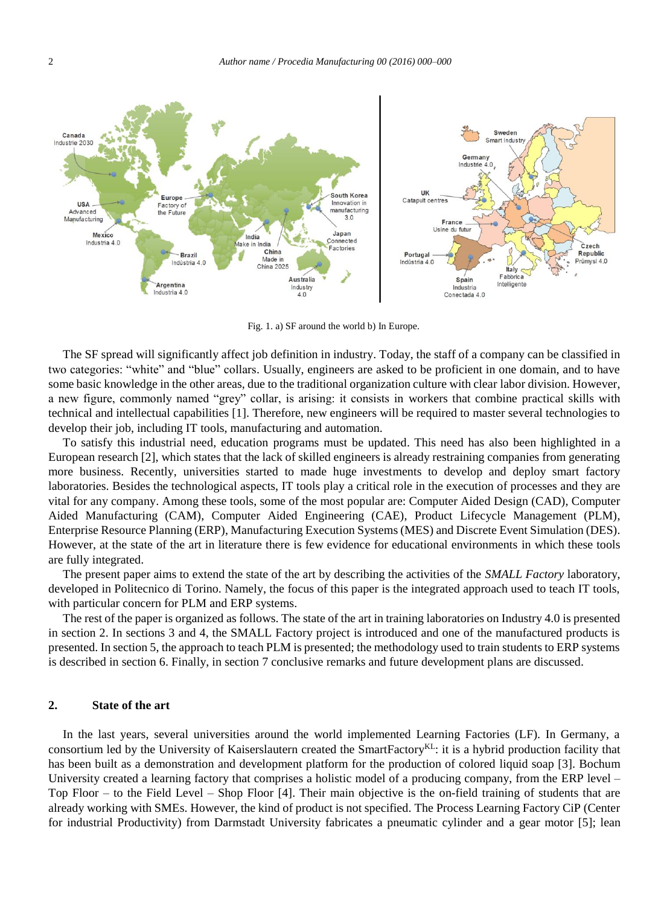Fig. 1. a) SF around the world b) In Europe.

The SF spread will significantly affect job definition in industry. Today, the staff of a company can be classified in two categories: "white" and "blue" collars. Usually, engineers are asked to be proficient in one domain, and to have some basic knowledge in the other areas, due to the traditional organization culture with clear labor division. However, a new figure, commonly named "grey" collar, is arising: it consists in workers that combine practical skills with technical and intellectual capabilities [1]. Therefore, new engineers will be required to master several technologies to develop their job, including IT tools, manufacturing and automation.

To satisfy this industrial need, education programs must be updated. This need has also been highlighted in a European research [2], which states that the lack of skilled engineers is already restraining companies from generating more business. Recently, universities started to made huge investments to develop and deploy smart factory laboratories. Besides the technological aspects, IT tools play a critical role in the execution of processes and they are vital for any company. Among these tools, some of the most popular are: Computer Aided Design (CAD), Computer Aided Manufacturing (CAM), Computer Aided Engineering (CAE), Product Lifecycle Management (PLM), Enterprise Resource Planning (ERP), Manufacturing Execution Systems (MES) and Discrete Event Simulation (DES). However, at the state of the art in literature there is few evidence for educational environments in which these tools are fully integrated.

The present paper aims to extend the state of the art by describing the activities of the *SMALL Factory* laboratory, developed in Politecnico di Torino. Namely, the focus of this paper is the integrated approach used to teach IT tools, with particular concern for PLM and ERP systems.

The rest of the paper is organized as follows. The state of the art in training laboratories on Industry 4.0 is presented in section 2. In sections 3 and 4, the SMALL Factory project is introduced and one of the manufactured products is presented. In section 5, the approach to teach PLM is presented; the methodology used to train students to ERP systems is described in section 6. Finally, in section 7 conclusive remarks and future development plans are discussed.

## 2. State of the art

In the last years, several universities around the world implemented Learning Factories (LF). In Germany, a consortium led by the University of Kaiserslautern created the SmartFactory$^{KL}$: it is a hybrid production facility that has been built as a demonstration and development platform for the production of colored liquid soap [3]. Bochum University created a learning factory that comprises a holistic model of a producing company, from the ERP level – Top Floor – to the Field Level – Shop Floor [4]. Their main objective is the on-field training of students that are already working with SMEs. However, the kind of product is not specified. The Process Learning Factory CiP (Center for industrial Productivity) from Darmstadt University fabricates a pneumatic cylinder and a gear motor [5]; lean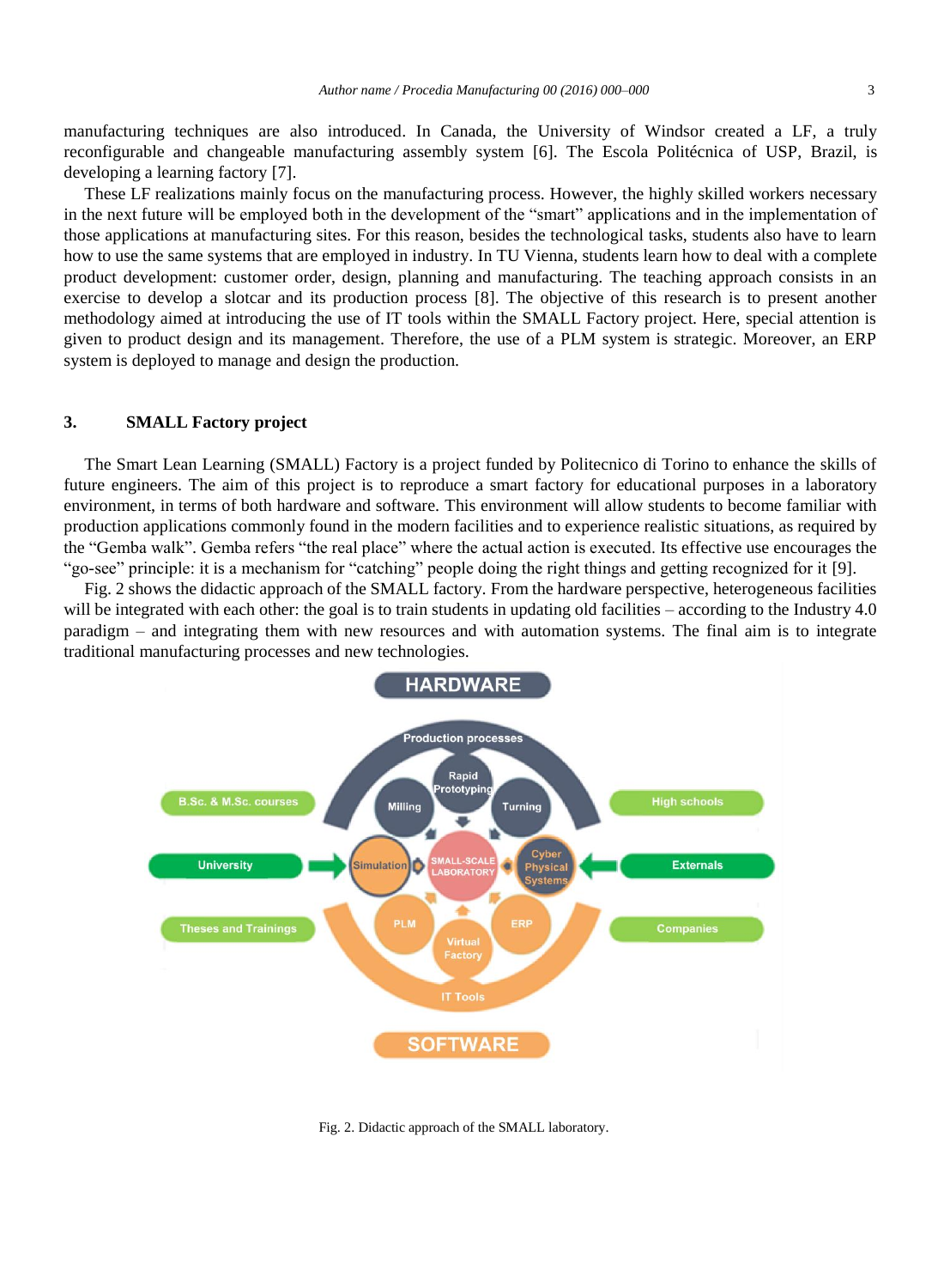manufacturing techniques are also introduced. In Canada, the University of Windsor created a LF, a truly reconfigurable and changeable manufacturing assembly system [6]. The Escola Politécnica of USP, Brazil, is developing a learning factory [7].

These LF realizations mainly focus on the manufacturing process. However, the highly skilled workers necessary in the next future will be employed both in the development of the "smart" applications and in the implementation of those applications at manufacturing sites. For this reason, besides the technological tasks, students also have to learn how to use the same systems that are employed in industry. In TU Vienna, students learn how to deal with a complete product development: customer order, design, planning and manufacturing. The teaching approach consists in an exercise to develop a slotcar and its production process [8]. The objective of this research is to present another methodology aimed at introducing the use of IT tools within the SMALL Factory project. Here, special attention is given to product design and its management. Therefore, the use of a PLM system is strategic. Moreover, an ERP system is deployed to manage and design the production.

## 3. SMALL Factory project

The Smart Lean Learning (SMALL) Factory is a project funded by Politecnico di Torino to enhance the skills of future engineers. The aim of this project is to reproduce a smart factory for educational purposes in a laboratory environment, in terms of both hardware and software. This environment will allow students to become familiar with production applications commonly found in the modern facilities and to experience realistic situations, as required by the "Gemba walk". Gemba refers "the real place" where the actual action is executed. Its effective use encourages the "go-see" principle: it is a mechanism for "catching" people doing the right things and getting recognized for it [9].

Fig. 2 shows the didactic approach of the SMALL factory. From the hardware perspective, heterogeneous facilities will be integrated with each other: the goal is to train students in updating old facilities – according to the Industry 4.0 paradigm – and integrating them with new resources and with automation systems. The final aim is to integrate traditional manufacturing processes and new technologies.

Fig. 2. Didactic approach of the SMALL laboratory.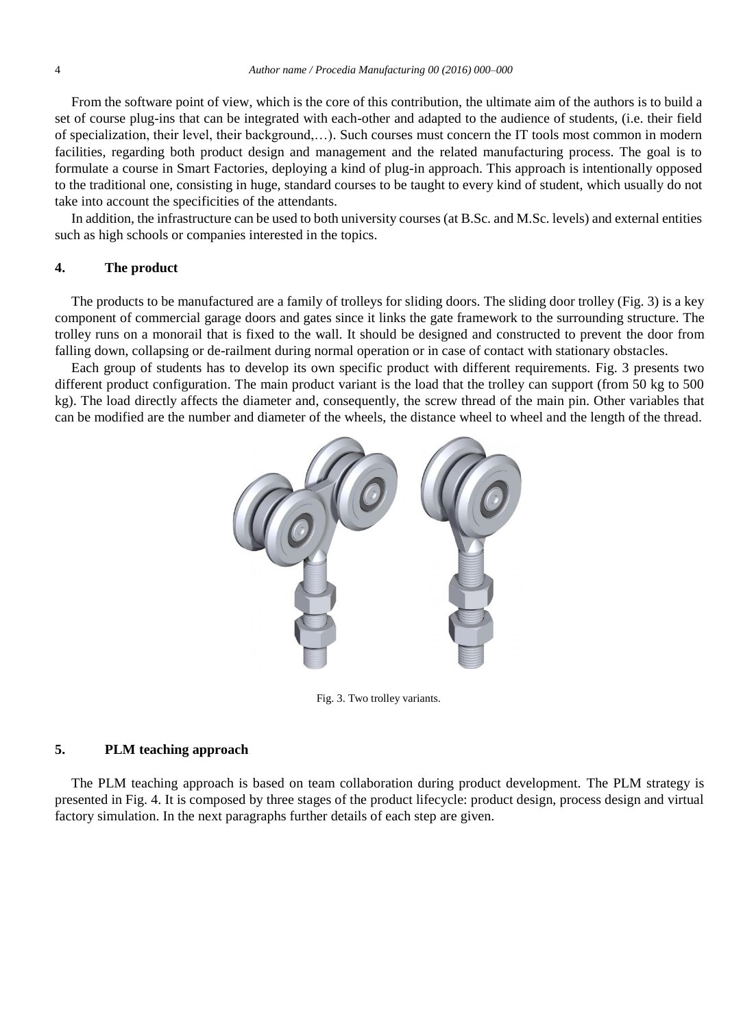From the software point of view, which is the core of this contribution, the ultimate aim of the authors is to build a set of course plug-ins that can be integrated with each-other and adapted to the audience of students, (i.e. their field of specialization, their level, their background,…). Such courses must concern the IT tools most common in modern facilities, regarding both product design and management and the related manufacturing process. The goal is to formulate a course in Smart Factories, deploying a kind of plug-in approach. This approach is intentionally opposed to the traditional one, consisting in huge, standard courses to be taught to every kind of student, which usually do not take into account the specificities of the attendants.

In addition, the infrastructure can be used to both university courses (at B.Sc. and M.Sc. levels) and external entities such as high schools or companies interested in the topics.

## 4. The product

The products to be manufactured are a family of trolleys for sliding doors. The sliding door trolley (Fig. 3) is a key component of commercial garage doors and gates since it links the gate framework to the surrounding structure. The trolley runs on a monorail that is fixed to the wall. It should be designed and constructed to prevent the door from falling down, collapsing or de-railment during normal operation or in case of contact with stationary obstacles.

Each group of students has to develop its own specific product with different requirements. Fig. 3 presents two different product configuration. The main product variant is the load that the trolley can support (from 50 kg to 500 kg). The load directly affects the diameter and, consequently, the screw thread of the main pin. Other variables that can be modified are the number and diameter of the wheels, the distance wheel to wheel and the length of the thread.

Fig. 3. Two trolley variants.

## 5. PLM teaching approach

The PLM teaching approach is based on team collaboration during product development. The PLM strategy is presented in Fig. 4. It is composed by three stages of the product lifecycle: product design, process design and virtual factory simulation. In the next paragraphs further details of each step are given.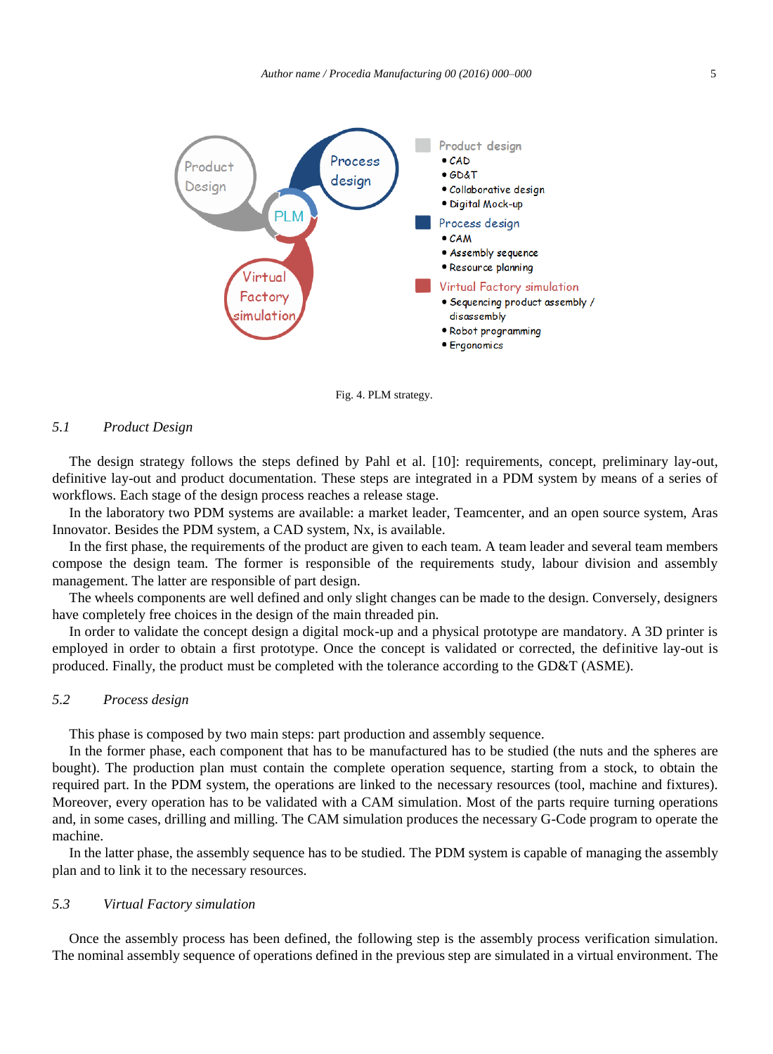Product Design

Process design

PLM

Virtual Factory simulation

Product design
- CAD
- GD&T
- Collaborative design
- Digital Mock-up

Process design
- CAM
- Assembly sequence
- Resource planning

Virtual Factory simulation
- Sequencing product assembly / disassembly
- Robot programming
- Ergonomics

Fig. 4. PLM strategy.

### *5.1 Product Design*

The design strategy follows the steps defined by Pahl et al. [10]: requirements, concept, preliminary lay-out, definitive lay-out and product documentation. These steps are integrated in a PDM system by means of a series of workflows. Each stage of the design process reaches a release stage.

In the laboratory two PDM systems are available: a market leader, Teamcenter, and an open source system, Aras Innovator. Besides the PDM system, a CAD system, Nx, is available.

In the first phase, the requirements of the product are given to each team. A team leader and several team members compose the design team. The former is responsible of the requirements study, labour division and assembly management. The latter are responsible of part design.

The wheels components are well defined and only slight changes can be made to the design. Conversely, designers have completely free choices in the design of the main threaded pin.

In order to validate the concept design a digital mock-up and a physical prototype are mandatory. A 3D printer is employed in order to obtain a first prototype. Once the concept is validated or corrected, the definitive lay-out is produced. Finally, the product must be completed with the tolerance according to the GD&T (ASME).

### *5.2 Process design*

This phase is composed by two main steps: part production and assembly sequence.

In the former phase, each component that has to be manufactured has to be studied (the nuts and the spheres are bought). The production plan must contain the complete operation sequence, starting from a stock, to obtain the required part. In the PDM system, the operations are linked to the necessary resources (tool, machine and fixtures). Moreover, every operation has to be validated with a CAM simulation. Most of the parts require turning operations and, in some cases, drilling and milling. The CAM simulation produces the necessary G-Code program to operate the machine.

In the latter phase, the assembly sequence has to be studied. The PDM system is capable of managing the assembly plan and to link it to the necessary resources.

### *5.3 Virtual Factory simulation*

Once the assembly process has been defined, the following step is the assembly process verification simulation. The nominal assembly sequence of operations defined in the previous step are simulated in a virtual environment. The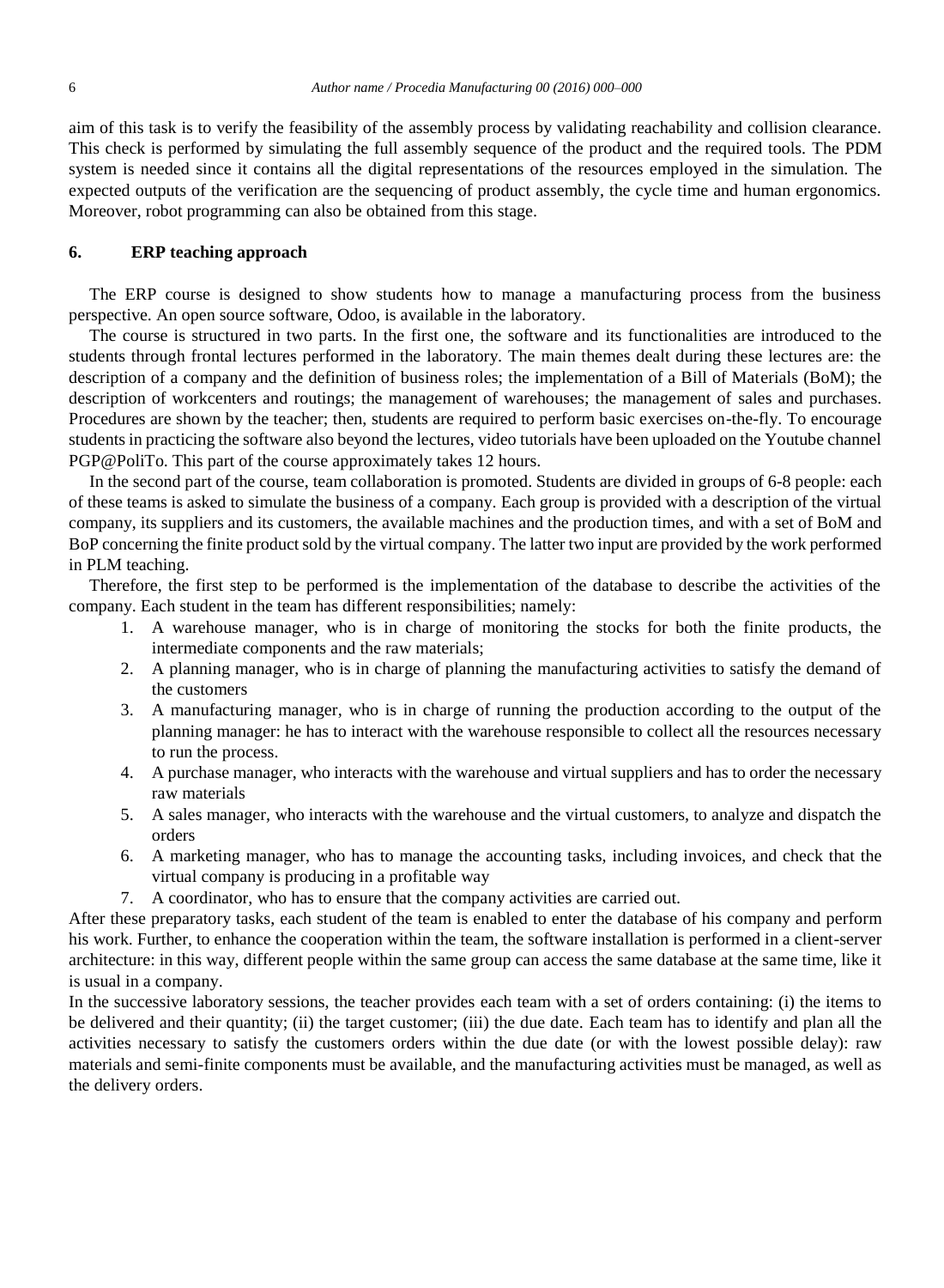aim of this task is to verify the feasibility of the assembly process by validating reachability and collision clearance. This check is performed by simulating the full assembly sequence of the product and the required tools. The PDM system is needed since it contains all the digital representations of the resources employed in the simulation. The expected outputs of the verification are the sequencing of product assembly, the cycle time and human ergonomics. Moreover, robot programming can also be obtained from this stage.

## 6. ERP teaching approach

The ERP course is designed to show students how to manage a manufacturing process from the business perspective. An open source software, Odoo, is available in the laboratory.

The course is structured in two parts. In the first one, the software and its functionalities are introduced to the students through frontal lectures performed in the laboratory. The main themes dealt during these lectures are: the description of a company and the definition of business roles; the implementation of a Bill of Materials (BoM); the description of workcenters and routings; the management of warehouses; the management of sales and purchases. Procedures are shown by the teacher; then, students are required to perform basic exercises on-the-fly. To encourage students in practicing the software also beyond the lectures, video tutorials have been uploaded on the Youtube channel PGP@PoliTo. This part of the course approximately takes 12 hours.

In the second part of the course, team collaboration is promoted. Students are divided in groups of 6-8 people: each of these teams is asked to simulate the business of a company. Each group is provided with a description of the virtual company, its suppliers and its customers, the available machines and the production times, and with a set of BoM and BoP concerning the finite product sold by the virtual company. The latter two input are provided by the work performed in PLM teaching.

Therefore, the first step to be performed is the implementation of the database to describe the activities of the company. Each student in the team has different responsibilities; namely:

1. A warehouse manager, who is in charge of monitoring the stocks for both the finite products, the intermediate components and the raw materials;
2. A planning manager, who is in charge of planning the manufacturing activities to satisfy the demand of the customers
3. A manufacturing manager, who is in charge of running the production according to the output of the planning manager: he has to interact with the warehouse responsible to collect all the resources necessary to run the process.
4. A purchase manager, who interacts with the warehouse and virtual suppliers and has to order the necessary raw materials
5. A sales manager, who interacts with the warehouse and the virtual customers, to analyze and dispatch the orders
6. A marketing manager, who has to manage the accounting tasks, including invoices, and check that the virtual company is producing in a profitable way
7. A coordinator, who has to ensure that the company activities are carried out.

After these preparatory tasks, each student of the team is enabled to enter the database of his company and perform his work. Further, to enhance the cooperation within the team, the software installation is performed in a client-server architecture: in this way, different people within the same group can access the same database at the same time, like it is usual in a company.

In the successive laboratory sessions, the teacher provides each team with a set of orders containing: (i) the items to be delivered and their quantity; (ii) the target customer; (iii) the due date. Each team has to identify and plan all the activities necessary to satisfy the customers orders within the due date (or with the lowest possible delay): raw materials and semi-finite components must be available, and the manufacturing activities must be managed, as well as the delivery orders.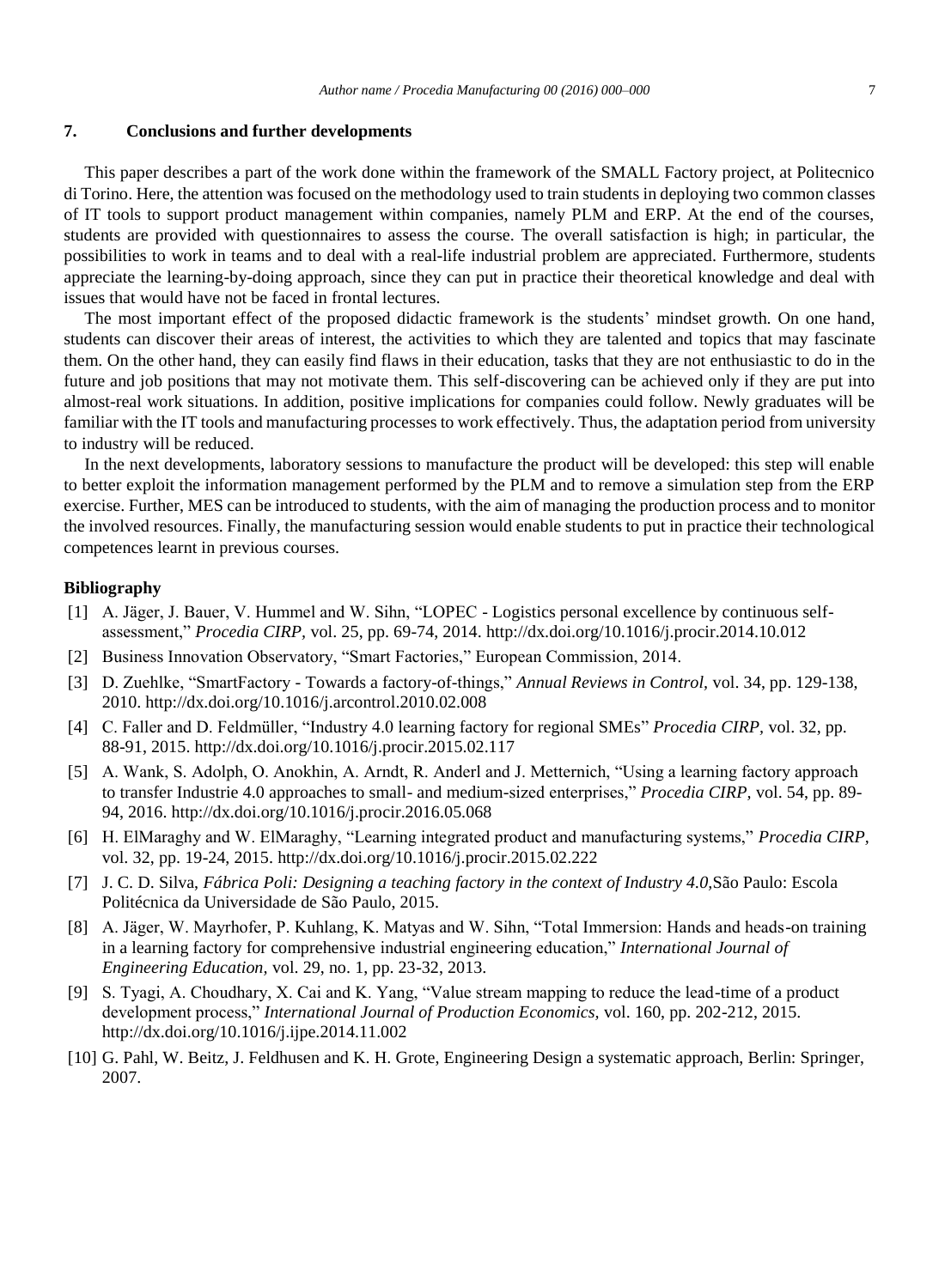## 7. Conclusions and further developments

This paper describes a part of the work done within the framework of the SMALL Factory project, at Politecnico di Torino. Here, the attention was focused on the methodology used to train students in deploying two common classes of IT tools to support product management within companies, namely PLM and ERP. At the end of the courses, students are provided with questionnaires to assess the course. The overall satisfaction is high; in particular, the possibilities to work in teams and to deal with a real-life industrial problem are appreciated. Furthermore, students appreciate the learning-by-doing approach, since they can put in practice their theoretical knowledge and deal with issues that would have not be faced in frontal lectures.

The most important effect of the proposed didactic framework is the students' mindset growth. On one hand, students can discover their areas of interest, the activities to which they are talented and topics that may fascinate them. On the other hand, they can easily find flaws in their education, tasks that they are not enthusiastic to do in the future and job positions that may not motivate them. This self-discovering can be achieved only if they are put into almost-real work situations. In addition, positive implications for companies could follow. Newly graduates will be familiar with the IT tools and manufacturing processes to work effectively. Thus, the adaptation period from university to industry will be reduced.

In the next developments, laboratory sessions to manufacture the product will be developed: this step will enable to better exploit the information management performed by the PLM and to remove a simulation step from the ERP exercise. Further, MES can be introduced to students, with the aim of managing the production process and to monitor the involved resources. Finally, the manufacturing session would enable students to put in practice their technological competences learnt in previous courses.

### Bibliography

[1] A. Jäger, J. Bauer, V. Hummel and W. Sihn, "LOPEC - Logistics personal excellence by continuous self-assessment," *Procedia CIRP*, vol. 25, pp. 69-74, 2014. http://dx.doi.org/10.1016/j.procir.2014.10.012

[2] Business Innovation Observatory, "Smart Factories," European Commission, 2014.

[3] D. Zuehlke, "SmartFactory - Towards a factory-of-things," *Annual Reviews in Control*, vol. 34, pp. 129-138, 2010. http://dx.doi.org/10.1016/j.arcontrol.2010.02.008

[4] C. Faller and D. Feldmüller, "Industry 4.0 learning factory for regional SMEs" *Procedia CIRP*, vol. 32, pp. 88-91, 2015. http://dx.doi.org/10.1016/j.procir.2015.02.117

[5] A. Wank, S. Adolph, O. Anokhin, A. Arndt, R. Anderl and J. Metternich, "Using a learning factory approach to transfer Industrie 4.0 approaches to small- and medium-sized enterprises," *Procedia CIRP*, vol. 54, pp. 89-94, 2016. http://dx.doi.org/10.1016/j.procir.2016.05.068

[6] H. ElMaraghy and W. ElMaraghy, "Learning integrated product and manufacturing systems," *Procedia CIRP*, vol. 32, pp. 19-24, 2015. http://dx.doi.org/10.1016/j.procir.2015.02.222

[7] J. C. D. Silva, *Fábrica Poli: Designing a teaching factory in the context of Industry 4.0,*São Paulo: Escola Politécnica da Universidade de São Paulo, 2015.

[8] A. Jäger, W. Mayrhofer, P. Kuhlang, K. Matyas and W. Sihn, "Total Immersion: Hands and heads-on training in a learning factory for comprehensive industrial engineering education," *International Journal of Engineering Education*, vol. 29, no. 1, pp. 23-32, 2013.

[9] S. Tyagi, A. Choudhary, X. Cai and K. Yang, "Value stream mapping to reduce the lead-time of a product development process," *International Journal of Production Economics*, vol. 160, pp. 202-212, 2015. http://dx.doi.org/10.1016/j.ijpe.2014.11.002

[10] G. Pahl, W. Beitz, J. Feldhusen and K. H. Grote, Engineering Design a systematic approach, Berlin: Springer, 2007.